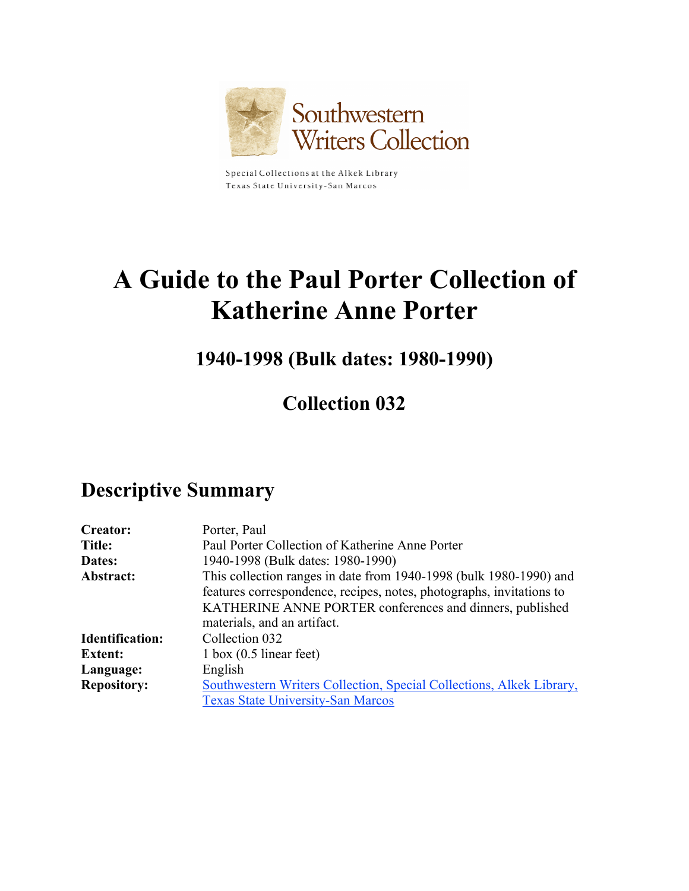Southwestern Writers Collection

Special Collections at the Alkek Library
Texas State University-San Marcos

# A Guide to the Paul Porter Collection of Katherine Anne Porter

## 1940-1998 (Bulk dates: 1980-1990)

## Collection 032

## Descriptive Summary

| | |
|---|---|
| **Creator:** | Porter, Paul |
| **Title:** | Paul Porter Collection of Katherine Anne Porter |
| **Dates:** | 1940-1998 (Bulk dates: 1980-1990) |
| **Abstract:** | This collection ranges in date from 1940-1998 (bulk 1980-1990) and features correspondence, recipes, notes, photographs, invitations to KATHERINE ANNE PORTER conferences and dinners, published materials, and an artifact. |
| **Identification:** | Collection 032 |
| **Extent:** | 1 box (0.5 linear feet) |
| **Language:** | English |
| **Repository:** | Southwestern Writers Collection, Special Collections, Alkek Library, Texas State University-San Marcos |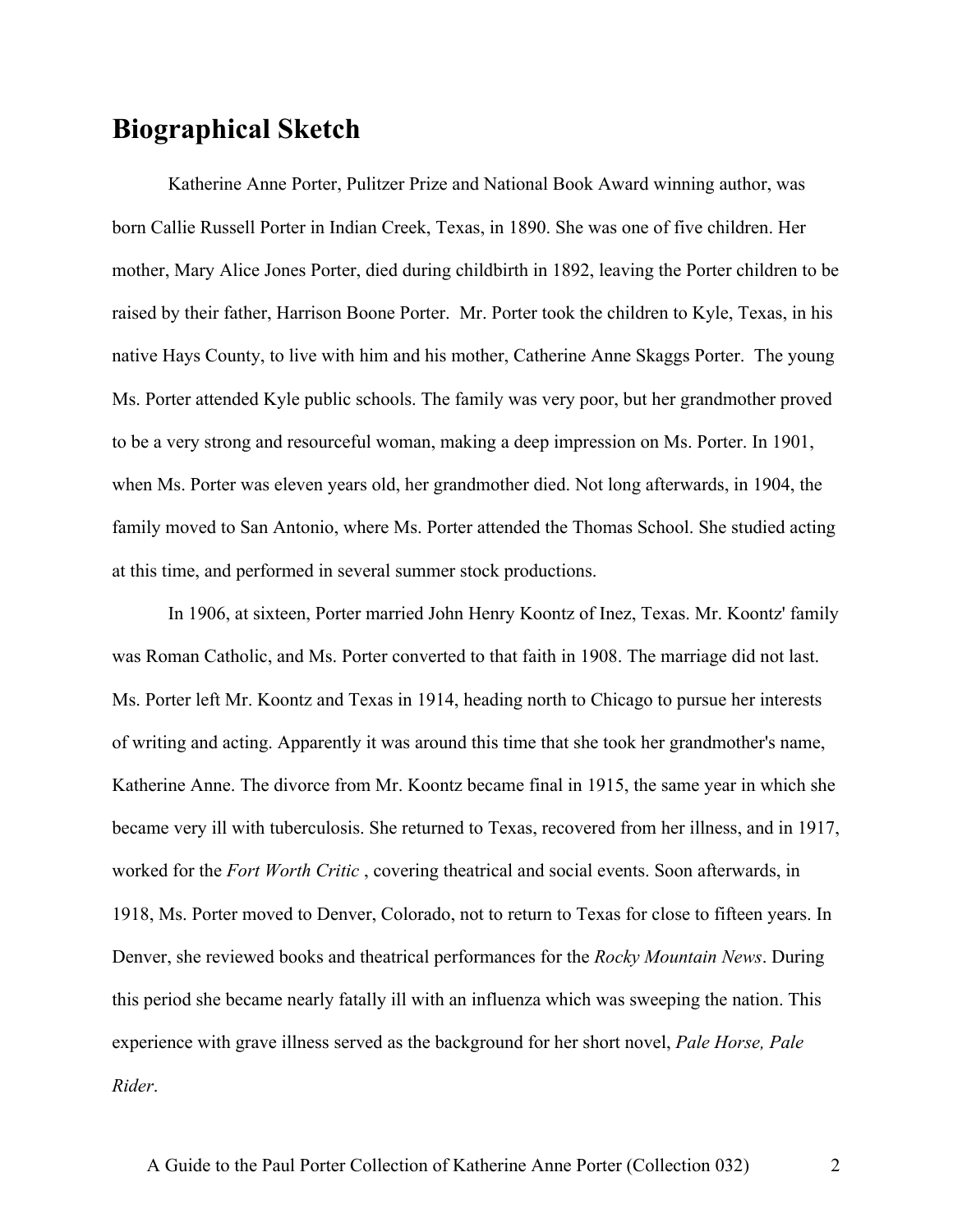## Biographical Sketch

Katherine Anne Porter, Pulitzer Prize and National Book Award winning author, was born Callie Russell Porter in Indian Creek, Texas, in 1890. She was one of five children. Her mother, Mary Alice Jones Porter, died during childbirth in 1892, leaving the Porter children to be raised by their father, Harrison Boone Porter. Mr. Porter took the children to Kyle, Texas, in his native Hays County, to live with him and his mother, Catherine Anne Skaggs Porter. The young Ms. Porter attended Kyle public schools. The family was very poor, but her grandmother proved to be a very strong and resourceful woman, making a deep impression on Ms. Porter. In 1901, when Ms. Porter was eleven years old, her grandmother died. Not long afterwards, in 1904, the family moved to San Antonio, where Ms. Porter attended the Thomas School. She studied acting at this time, and performed in several summer stock productions.

In 1906, at sixteen, Porter married John Henry Koontz of Inez, Texas. Mr. Koontz' family was Roman Catholic, and Ms. Porter converted to that faith in 1908. The marriage did not last. Ms. Porter left Mr. Koontz and Texas in 1914, heading north to Chicago to pursue her interests of writing and acting. Apparently it was around this time that she took her grandmother's name, Katherine Anne. The divorce from Mr. Koontz became final in 1915, the same year in which she became very ill with tuberculosis. She returned to Texas, recovered from her illness, and in 1917, worked for the *Fort Worth Critic* , covering theatrical and social events. Soon afterwards, in 1918, Ms. Porter moved to Denver, Colorado, not to return to Texas for close to fifteen years. In Denver, she reviewed books and theatrical performances for the *Rocky Mountain News*. During this period she became nearly fatally ill with an influenza which was sweeping the nation. This experience with grave illness served as the background for her short novel, *Pale Horse, Pale Rider*.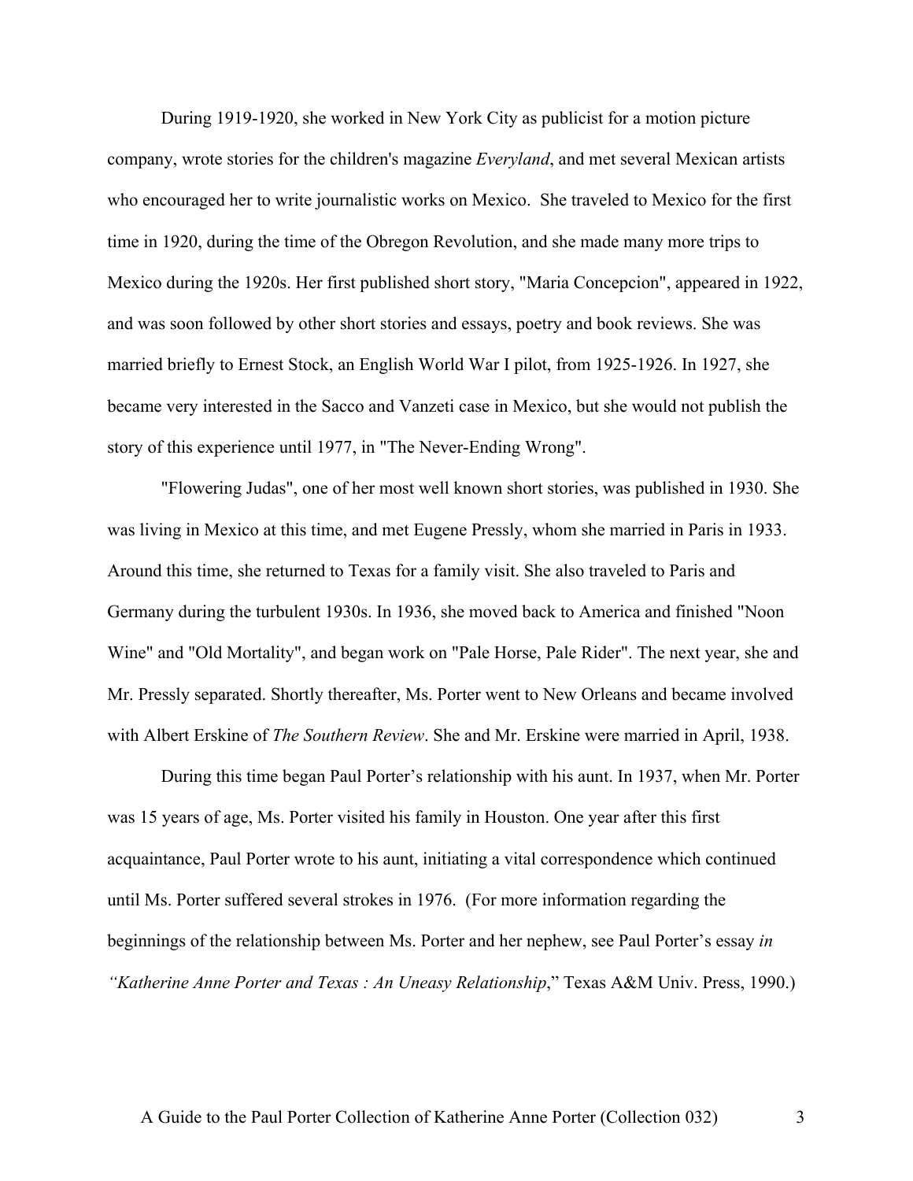During 1919-1920, she worked in New York City as publicist for a motion picture company, wrote stories for the children's magazine *Everyland*, and met several Mexican artists who encouraged her to write journalistic works on Mexico. She traveled to Mexico for the first time in 1920, during the time of the Obregon Revolution, and she made many more trips to Mexico during the 1920s. Her first published short story, "Maria Concepcion", appeared in 1922, and was soon followed by other short stories and essays, poetry and book reviews. She was married briefly to Ernest Stock, an English World War I pilot, from 1925-1926. In 1927, she became very interested in the Sacco and Vanzeti case in Mexico, but she would not publish the story of this experience until 1977, in "The Never-Ending Wrong".

"Flowering Judas", one of her most well known short stories, was published in 1930. She was living in Mexico at this time, and met Eugene Pressly, whom she married in Paris in 1933. Around this time, she returned to Texas for a family visit. She also traveled to Paris and Germany during the turbulent 1930s. In 1936, she moved back to America and finished "Noon Wine" and "Old Mortality", and began work on "Pale Horse, Pale Rider". The next year, she and Mr. Pressly separated. Shortly thereafter, Ms. Porter went to New Orleans and became involved with Albert Erskine of *The Southern Review*. She and Mr. Erskine were married in April, 1938.

During this time began Paul Porter's relationship with his aunt. In 1937, when Mr. Porter was 15 years of age, Ms. Porter visited his family in Houston. One year after this first acquaintance, Paul Porter wrote to his aunt, initiating a vital correspondence which continued until Ms. Porter suffered several strokes in 1976. (For more information regarding the beginnings of the relationship between Ms. Porter and her nephew, see Paul Porter's essay *in "Katherine Anne Porter and Texas : An Uneasy Relationship*," Texas A&M Univ. Press, 1990.)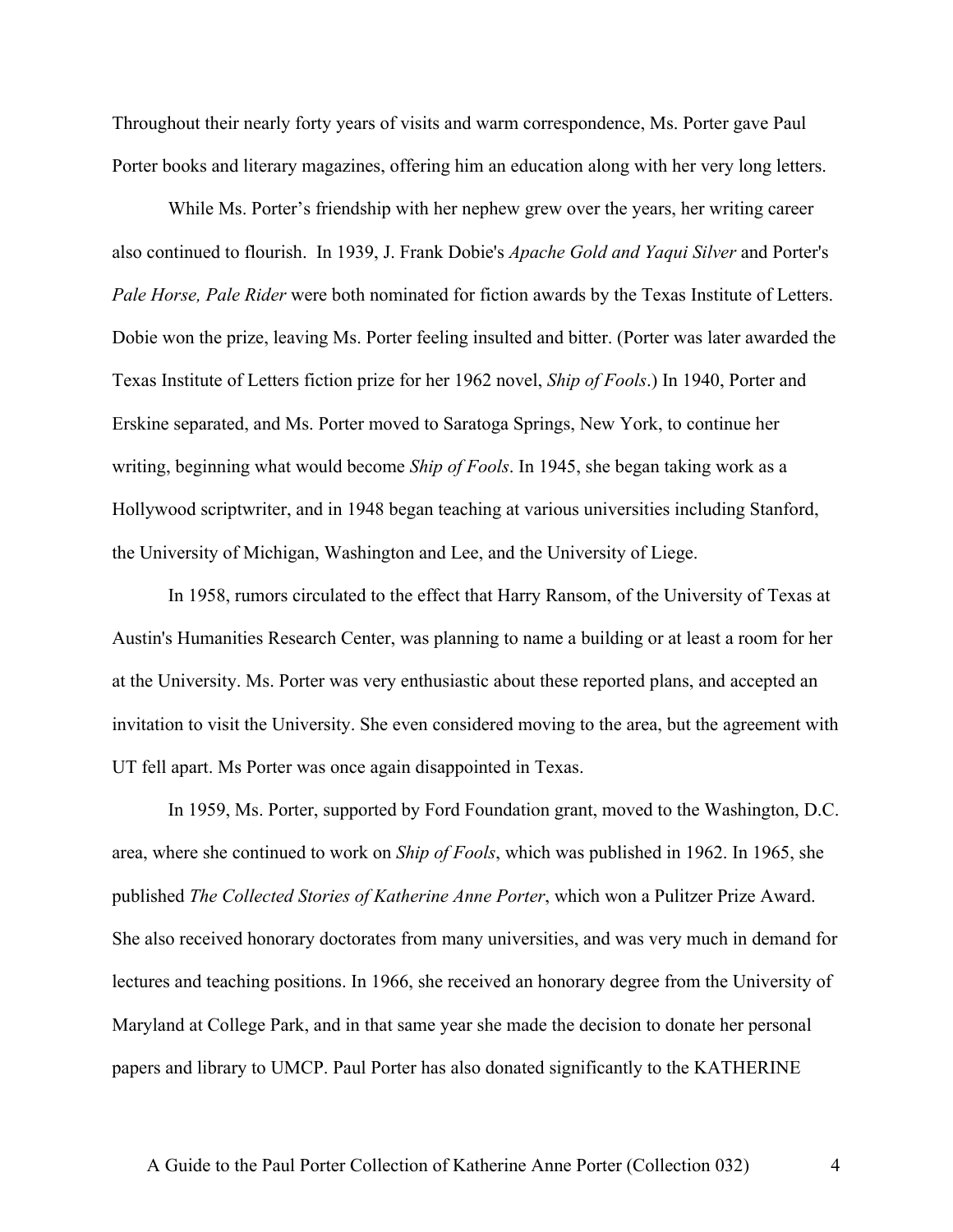Throughout their nearly forty years of visits and warm correspondence, Ms. Porter gave Paul Porter books and literary magazines, offering him an education along with her very long letters.

While Ms. Porter's friendship with her nephew grew over the years, her writing career also continued to flourish. In 1939, J. Frank Dobie's *Apache Gold and Yaqui Silver* and Porter's *Pale Horse, Pale Rider* were both nominated for fiction awards by the Texas Institute of Letters. Dobie won the prize, leaving Ms. Porter feeling insulted and bitter. (Porter was later awarded the Texas Institute of Letters fiction prize for her 1962 novel, *Ship of Fools*.) In 1940, Porter and Erskine separated, and Ms. Porter moved to Saratoga Springs, New York, to continue her writing, beginning what would become *Ship of Fools*. In 1945, she began taking work as a Hollywood scriptwriter, and in 1948 began teaching at various universities including Stanford, the University of Michigan, Washington and Lee, and the University of Liege.

In 1958, rumors circulated to the effect that Harry Ransom, of the University of Texas at Austin's Humanities Research Center, was planning to name a building or at least a room for her at the University. Ms. Porter was very enthusiastic about these reported plans, and accepted an invitation to visit the University. She even considered moving to the area, but the agreement with UT fell apart. Ms Porter was once again disappointed in Texas.

In 1959, Ms. Porter, supported by Ford Foundation grant, moved to the Washington, D.C. area, where she continued to work on *Ship of Fools*, which was published in 1962. In 1965, she published *The Collected Stories of Katherine Anne Porter*, which won a Pulitzer Prize Award. She also received honorary doctorates from many universities, and was very much in demand for lectures and teaching positions. In 1966, she received an honorary degree from the University of Maryland at College Park, and in that same year she made the decision to donate her personal papers and library to UMCP. Paul Porter has also donated significantly to the KATHERINE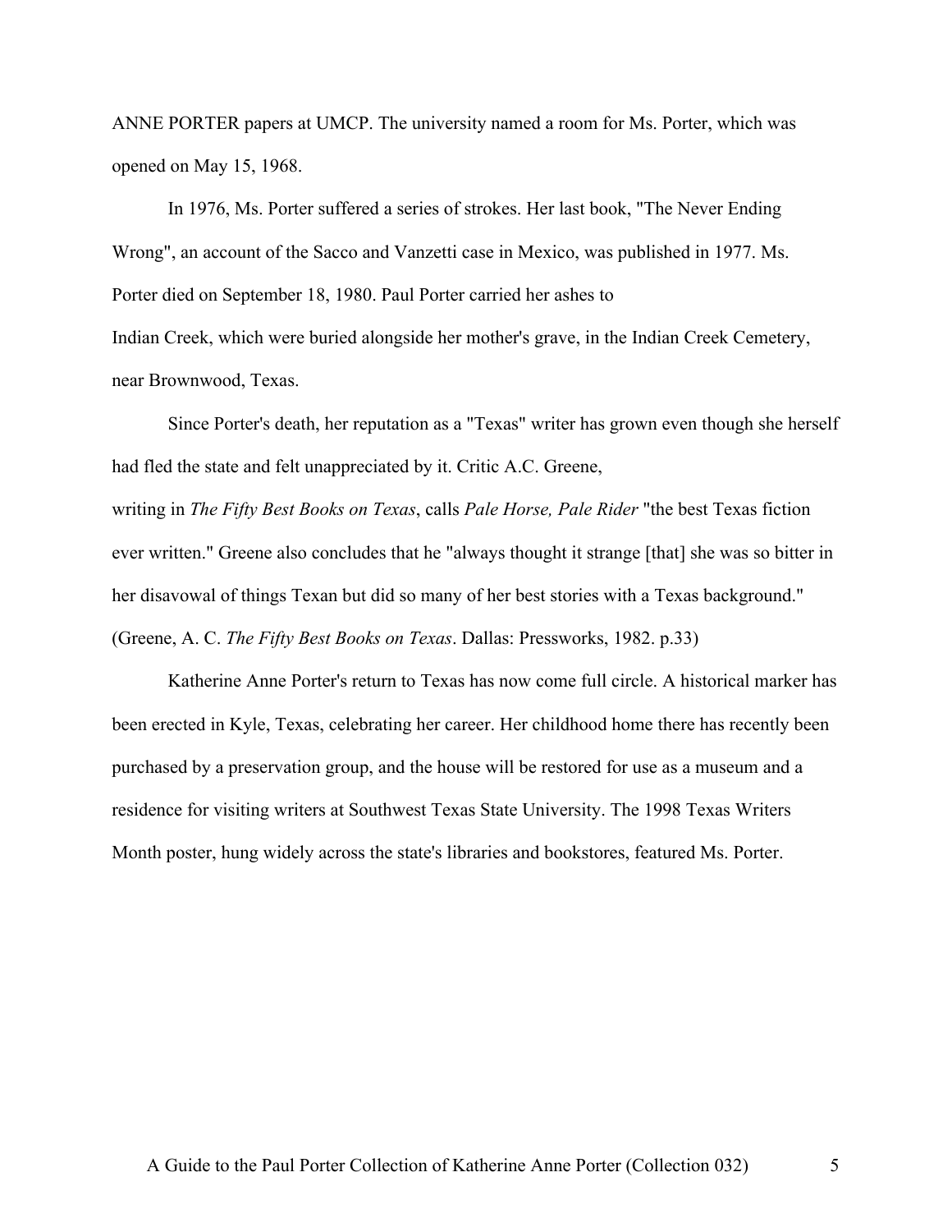ANNE PORTER papers at UMCP. The university named a room for Ms. Porter, which was opened on May 15, 1968.

In 1976, Ms. Porter suffered a series of strokes. Her last book, "The Never Ending Wrong", an account of the Sacco and Vanzetti case in Mexico, was published in 1977. Ms. Porter died on September 18, 1980. Paul Porter carried her ashes to Indian Creek, which were buried alongside her mother's grave, in the Indian Creek Cemetery, near Brownwood, Texas.

Since Porter's death, her reputation as a "Texas" writer has grown even though she herself had fled the state and felt unappreciated by it. Critic A.C. Greene, writing in *The Fifty Best Books on Texas*, calls *Pale Horse, Pale Rider* "the best Texas fiction ever written." Greene also concludes that he "always thought it strange [that] she was so bitter in her disavowal of things Texan but did so many of her best stories with a Texas background." (Greene, A. C. *The Fifty Best Books on Texas*. Dallas: Pressworks, 1982. p.33)

Katherine Anne Porter's return to Texas has now come full circle. A historical marker has been erected in Kyle, Texas, celebrating her career. Her childhood home there has recently been purchased by a preservation group, and the house will be restored for use as a museum and a residence for visiting writers at Southwest Texas State University. The 1998 Texas Writers Month poster, hung widely across the state's libraries and bookstores, featured Ms. Porter.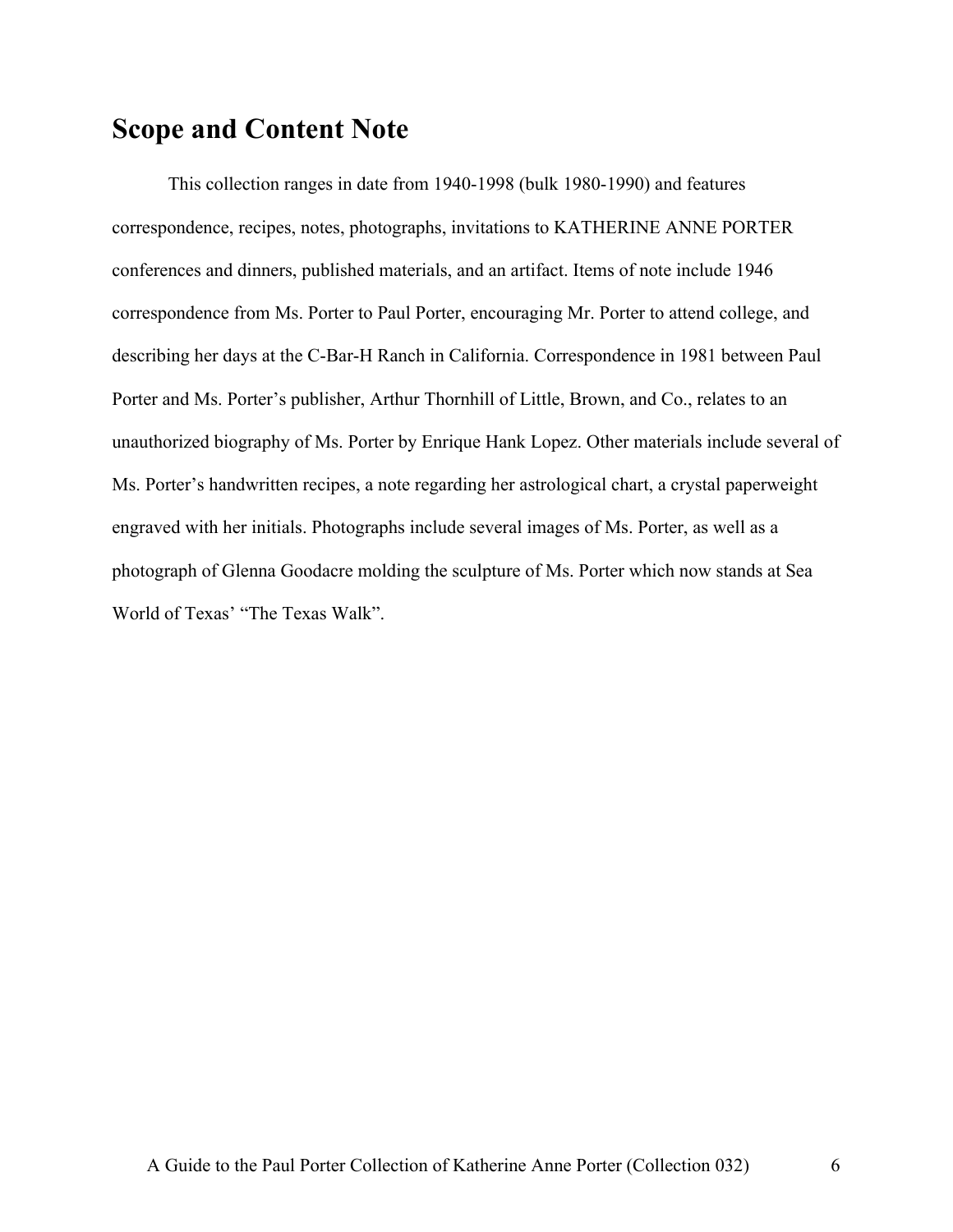## Scope and Content Note

This collection ranges in date from 1940-1998 (bulk 1980-1990) and features correspondence, recipes, notes, photographs, invitations to KATHERINE ANNE PORTER conferences and dinners, published materials, and an artifact. Items of note include 1946 correspondence from Ms. Porter to Paul Porter, encouraging Mr. Porter to attend college, and describing her days at the C-Bar-H Ranch in California. Correspondence in 1981 between Paul Porter and Ms. Porter's publisher, Arthur Thornhill of Little, Brown, and Co., relates to an unauthorized biography of Ms. Porter by Enrique Hank Lopez. Other materials include several of Ms. Porter's handwritten recipes, a note regarding her astrological chart, a crystal paperweight engraved with her initials. Photographs include several images of Ms. Porter, as well as a photograph of Glenna Goodacre molding the sculpture of Ms. Porter which now stands at Sea World of Texas' "The Texas Walk".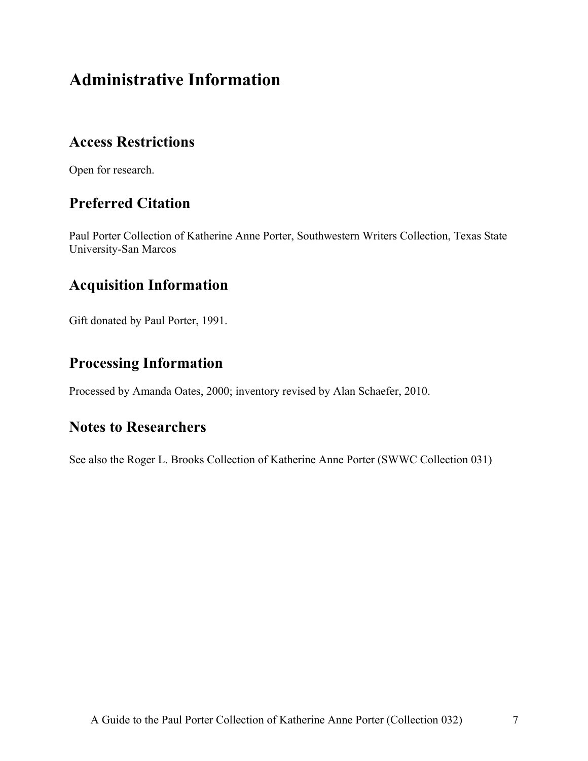# Administrative Information

## Access Restrictions

Open for research.

## Preferred Citation

Paul Porter Collection of Katherine Anne Porter, Southwestern Writers Collection, Texas State University-San Marcos

## Acquisition Information

Gift donated by Paul Porter, 1991.

## Processing Information

Processed by Amanda Oates, 2000; inventory revised by Alan Schaefer, 2010.

## Notes to Researchers

See also the Roger L. Brooks Collection of Katherine Anne Porter (SWWC Collection 031)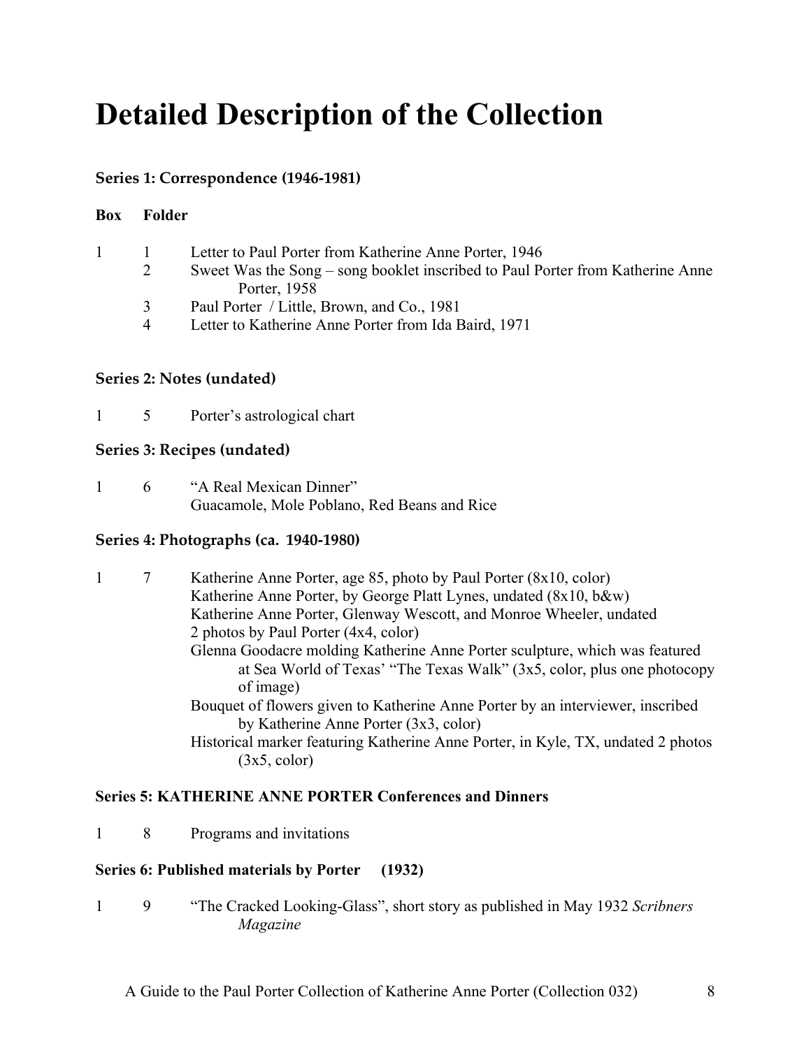# Detailed Description of the Collection

### Series 1: Correspondence (1946-1981)

| Box | Folder | |
|---|---|---|
| 1 | 1 | Letter to Paul Porter from Katherine Anne Porter, 1946 |
| | 2 | Sweet Was the Song – song booklet inscribed to Paul Porter from Katherine Anne Porter, 1958 |
| | 3 | Paul Porter / Little, Brown, and Co., 1981 |
| | 4 | Letter to Katherine Anne Porter from Ida Baird, 1971 |

### Series 2: Notes (undated)

| Box | Folder | |
|---|---|---|
| 1 | 5 | Porter's astrological chart |

### Series 3: Recipes (undated)

| Box | Folder | |
|---|---|---|
| 1 | 6 | "A Real Mexican Dinner"<br>Guacamole, Mole Poblano, Red Beans and Rice |

### Series 4: Photographs (ca. 1940-1980)

| Box | Folder | |
|---|---|---|
| 1 | 7 | Katherine Anne Porter, age 85, photo by Paul Porter (8x10, color)<br>Katherine Anne Porter, by George Platt Lynes, undated (8x10, b&w)<br>Katherine Anne Porter, Glenway Wescott, and Monroe Wheeler, undated 2 photos by Paul Porter (4x4, color)<br>Glenna Goodacre molding Katherine Anne Porter sculpture, which was featured at Sea World of Texas' "The Texas Walk" (3x5, color, plus one photocopy of image)<br>Bouquet of flowers given to Katherine Anne Porter by an interviewer, inscribed by Katherine Anne Porter (3x3, color)<br>Historical marker featuring Katherine Anne Porter, in Kyle, TX, undated 2 photos (3x5, color) |

### Series 5: KATHERINE ANNE PORTER Conferences and Dinners

| Box | Folder | |
|---|---|---|
| 1 | 8 | Programs and invitations |

### Series 6: Published materials by Porter (1932)

| Box | Folder | |
|---|---|---|
| 1 | 9 | "The Cracked Looking-Glass", short story as published in May 1932 *Scribners Magazine* |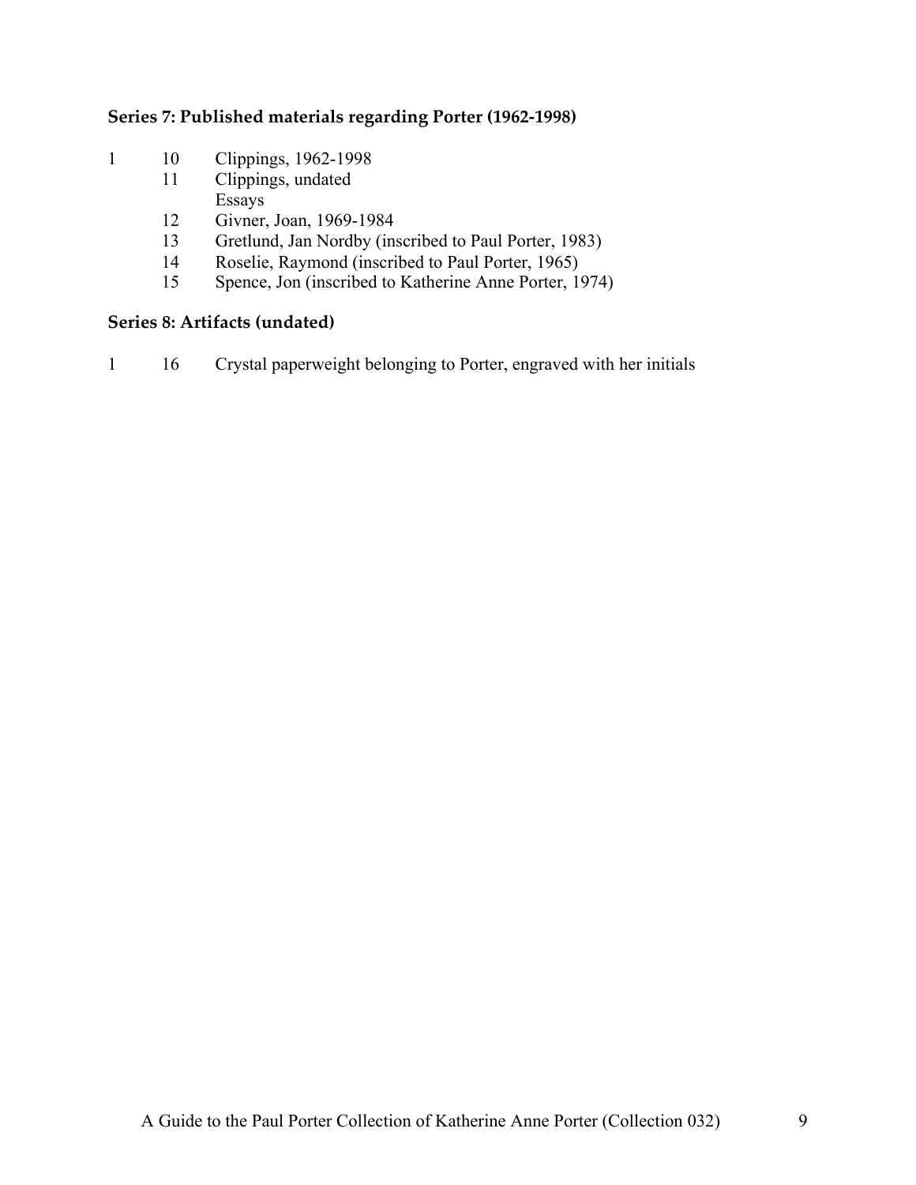### Series 7: Published materials regarding Porter (1962-1998)

| | | |
|---|---|---|
| 1 | 10 | Clippings, 1962-1998 |
| | 11 | Clippings, undated |
| | | Essays |
| | 12 | Givner, Joan, 1969-1984 |
| | 13 | Gretlund, Jan Nordby (inscribed to Paul Porter, 1983) |
| | 14 | Roselie, Raymond (inscribed to Paul Porter, 1965) |
| | 15 | Spence, Jon (inscribed to Katherine Anne Porter, 1974) |

### Series 8: Artifacts (undated)

| | | |
|---|---|---|
| 1 | 16 | Crystal paperweight belonging to Porter, engraved with her initials |